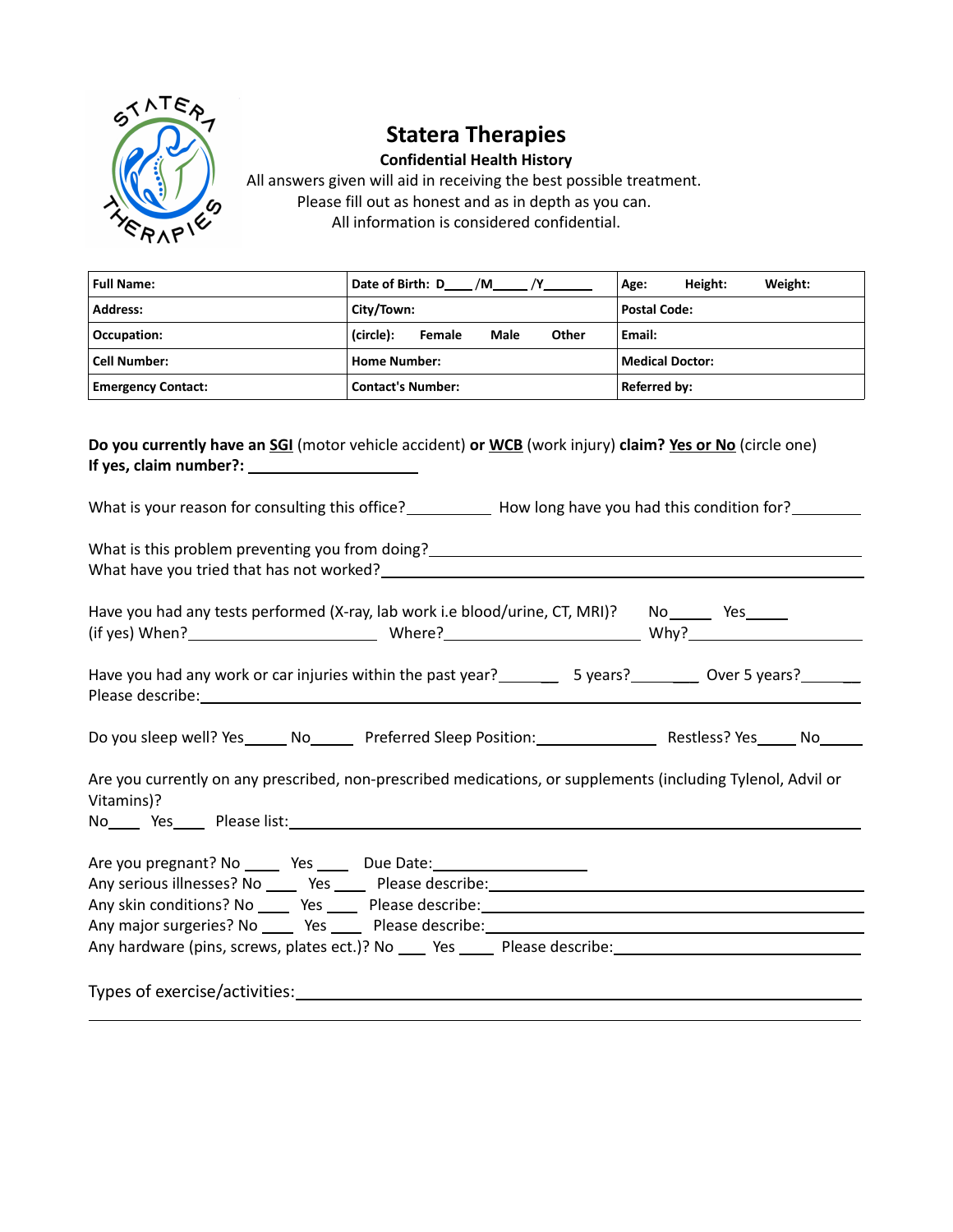# Statera Therapies

### Confidential Health History

All answers given will aid in receiving the best possible treatment.
Please fill out as honest and as in depth as you can.
All information is considered confidential.

| **Full Name:** | **Date of Birth: D\_\_\_\_/M\_\_\_\_\_/Y\_\_\_\_\_\_\_** | **Age: Height: Weight:** |
|---|---|---|
| **Address:** | **City/Town:** | **Postal Code:** |
| **Occupation:** | **(circle): Female Male Other** | **Email:** |
| **Cell Number:** | **Home Number:** | **Medical Doctor:** |
| **Emergency Contact:** | **Contact's Number:** | **Referred by:** |

**Do you currently have an SGI** (motor vehicle accident) **or WCB** (work injury) **claim? Yes or No** (circle one)
**If yes, claim number?:** \_\_\_\_\_\_\_\_\_\_\_\_\_\_\_\_\_\_\_\_

What is your reason for consulting this office?\_\_\_\_\_\_\_\_\_\_ How long have you had this condition for?\_\_\_\_\_\_\_\_

What is this problem preventing you from doing?\_\_\_\_\_\_\_\_\_\_\_\_\_\_\_\_\_\_\_\_\_\_\_\_\_\_\_\_\_\_\_\_\_\_\_\_\_\_\_\_\_\_\_\_\_\_\_\_
What have you tried that has not worked?\_\_\_\_\_\_\_\_\_\_\_\_\_\_\_\_\_\_\_\_\_\_\_\_\_\_\_\_\_\_\_\_\_\_\_\_\_\_\_\_\_\_\_\_\_\_\_\_\_\_\_\_\_\_

Have you had any tests performed (X-ray, lab work i.e blood/urine, CT, MRI)? No\_\_\_\_\_ Yes\_\_\_\_\_
(if yes) When?\_\_\_\_\_\_\_\_\_\_\_\_\_\_\_\_\_\_\_\_\_\_ Where?\_\_\_\_\_\_\_\_\_\_\_\_\_\_\_\_\_\_\_\_\_\_\_ Why?\_\_\_\_\_\_\_\_\_\_\_\_\_\_\_\_\_\_\_\_\_

Have you had any work or car injuries within the past year?\_\_\_\_\_\_\_ 5 years?\_\_\_\_\_\_\_\_ Over 5 years?\_\_\_\_\_\_\_
Please describe:\_\_\_\_\_\_\_\_\_\_\_\_\_\_\_\_\_\_\_\_\_\_\_\_\_\_\_\_\_\_\_\_\_\_\_\_\_\_\_\_\_\_\_\_\_\_\_\_\_\_\_\_\_\_\_\_\_\_\_\_\_\_\_\_\_\_\_\_\_\_\_\_\_\_\_\_

Do you sleep well? Yes\_\_\_\_\_ No\_\_\_\_\_ Preferred Sleep Position:\_\_\_\_\_\_\_\_\_\_\_\_\_\_\_ Restless? Yes\_\_\_\_\_ No\_\_\_\_\_

Are you currently on any prescribed, non-prescribed medications, or supplements (including Tylenol, Advil or Vitamins)?
No\_\_\_\_ Yes\_\_\_\_ Please list:\_\_\_\_\_\_\_\_\_\_\_\_\_\_\_\_\_\_\_\_\_\_\_\_\_\_\_\_\_\_\_\_\_\_\_\_\_\_\_\_\_\_\_\_\_\_\_\_\_\_\_\_\_\_\_\_\_\_\_\_\_\_\_\_\_\_\_\_\_

Are you pregnant? No \_\_\_\_ Yes \_\_\_\_ Due Date:\_\_\_\_\_\_\_\_\_\_\_\_\_\_\_\_\_\_\_
Any serious illnesses? No \_\_\_\_ Yes \_\_\_\_ Please describe:\_\_\_\_\_\_\_\_\_\_\_\_\_\_\_\_\_\_\_\_\_\_\_\_\_\_\_\_\_\_\_\_\_\_\_\_\_\_\_\_\_\_\_\_\_
Any skin conditions? No \_\_\_\_ Yes \_\_\_\_ Please describe:\_\_\_\_\_\_\_\_\_\_\_\_\_\_\_\_\_\_\_\_\_\_\_\_\_\_\_\_\_\_\_\_\_\_\_\_\_\_\_\_\_\_\_\_\_\_
Any major surgeries? No \_\_\_\_ Yes \_\_\_\_ Please describe:\_\_\_\_\_\_\_\_\_\_\_\_\_\_\_\_\_\_\_\_\_\_\_\_\_\_\_\_\_\_\_\_\_\_\_\_\_\_\_\_\_\_\_\_\_
Any hardware (pins, screws, plates ect.)? No \_\_\_ Yes \_\_\_\_ Please describe:\_\_\_\_\_\_\_\_\_\_\_\_\_\_\_\_\_\_\_\_\_\_\_\_\_\_\_\_\_\_

Types of exercise/activities:\_\_\_\_\_\_\_\_\_\_\_\_\_\_\_\_\_\_\_\_\_\_\_\_\_\_\_\_\_\_\_\_\_\_\_\_\_\_\_\_\_\_\_\_\_\_\_\_\_\_\_\_\_\_\_\_\_\_\_\_\_\_\_\_\_\_\_\_\_
\_\_\_\_\_\_\_\_\_\_\_\_\_\_\_\_\_\_\_\_\_\_\_\_\_\_\_\_\_\_\_\_\_\_\_\_\_\_\_\_\_\_\_\_\_\_\_\_\_\_\_\_\_\_\_\_\_\_\_\_\_\_\_\_\_\_\_\_\_\_\_\_\_\_\_\_\_\_\_\_\_\_\_\_\_\_\_\_\_\_\_\_\_\_\_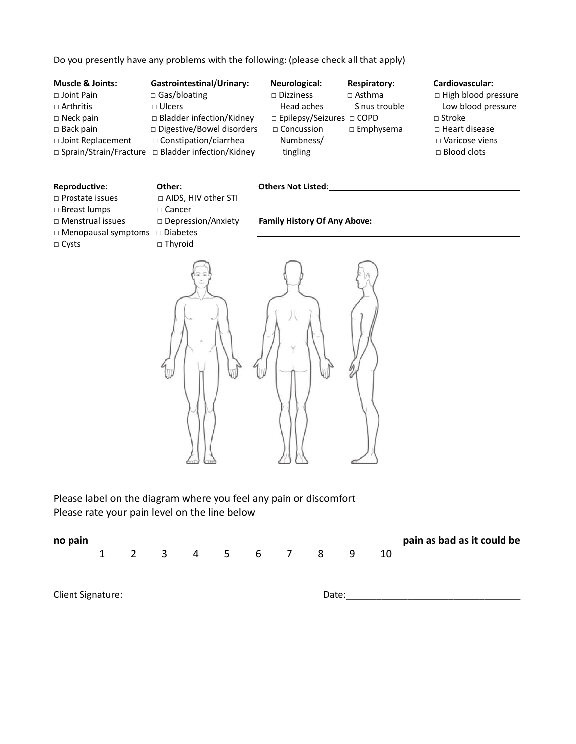Do you presently have any problems with the following: (please check all that apply)

**Muscle & Joints:**
- □ Joint Pain
- □ Arthritis
- □ Neck pain
- □ Back pain
- □ Joint Replacement
- □ Sprain/Strain/Fracture

**Gastrointestinal/Urinary:**
- □ Gas/bloating
- □ Ulcers
- □ Bladder infection/Kidney
- □ Digestive/Bowel disorders
- □ Constipation/diarrhea
- □ Bladder infection/Kidney

**Neurological:**
- □ Dizziness
- □ Head aches
- □ Epilepsy/Seizures
- □ Concussion
- □ Numbness/ tingling

**Respiratory:**
- □ Asthma
- □ Sinus trouble
- □ COPD
- □ Emphysema

**Cardiovascular:**
- □ High blood pressure
- □ Low blood pressure
- □ Stroke
- □ Heart disease
- □ Varicose viens
- □ Blood clots

**Reproductive:**
- □ Prostate issues
- □ Breast lumps
- □ Menstrual issues
- □ Menopausal symptoms
- □ Cysts

**Other:**
- □ AIDS, HIV other STI
- □ Cancer
- □ Depression/Anxiety
- □ Diabetes
- □ Thyroid

**Others Not Listed:**\_\_\_\_\_\_\_\_\_\_\_\_\_\_\_\_\_\_\_\_\_\_\_\_\_\_\_\_\_\_\_\_\_\_\_\_\_\_\_\_

\_\_\_\_\_\_\_\_\_\_\_\_\_\_\_\_\_\_\_\_\_\_\_\_\_\_\_\_\_\_\_\_\_\_\_\_\_\_\_\_\_\_\_\_\_\_\_\_\_\_\_\_

**Family History Of Any Above:**\_\_\_\_\_\_\_\_\_\_\_\_\_\_\_\_\_\_\_\_\_\_\_\_\_\_\_\_\_\_\_\_

\_\_\_\_\_\_\_\_\_\_\_\_\_\_\_\_\_\_\_\_\_\_\_\_\_\_\_\_\_\_\_\_\_\_\_\_\_\_\_\_\_\_\_\_\_\_\_\_\_\_\_\_

Please label on the diagram where you feel any pain or discomfort

Please rate your pain level on the line below

**no pain** \_\_\_\_\_\_\_\_\_\_\_\_\_\_\_\_\_\_\_\_\_\_\_\_\_\_\_\_\_\_\_\_\_\_\_\_\_\_\_\_\_\_\_\_\_\_\_\_ **pain as bad as it could be**

1 2 3 4 5 6 7 8 9 10

Client Signature:\_\_\_\_\_\_\_\_\_\_\_\_\_\_\_\_\_\_\_\_\_\_\_\_\_\_\_\_\_\_\_\_\_\_ Date:\_\_\_\_\_\_\_\_\_\_\_\_\_\_\_\_\_\_\_\_\_\_\_\_\_\_\_\_\_\_\_\_\_\_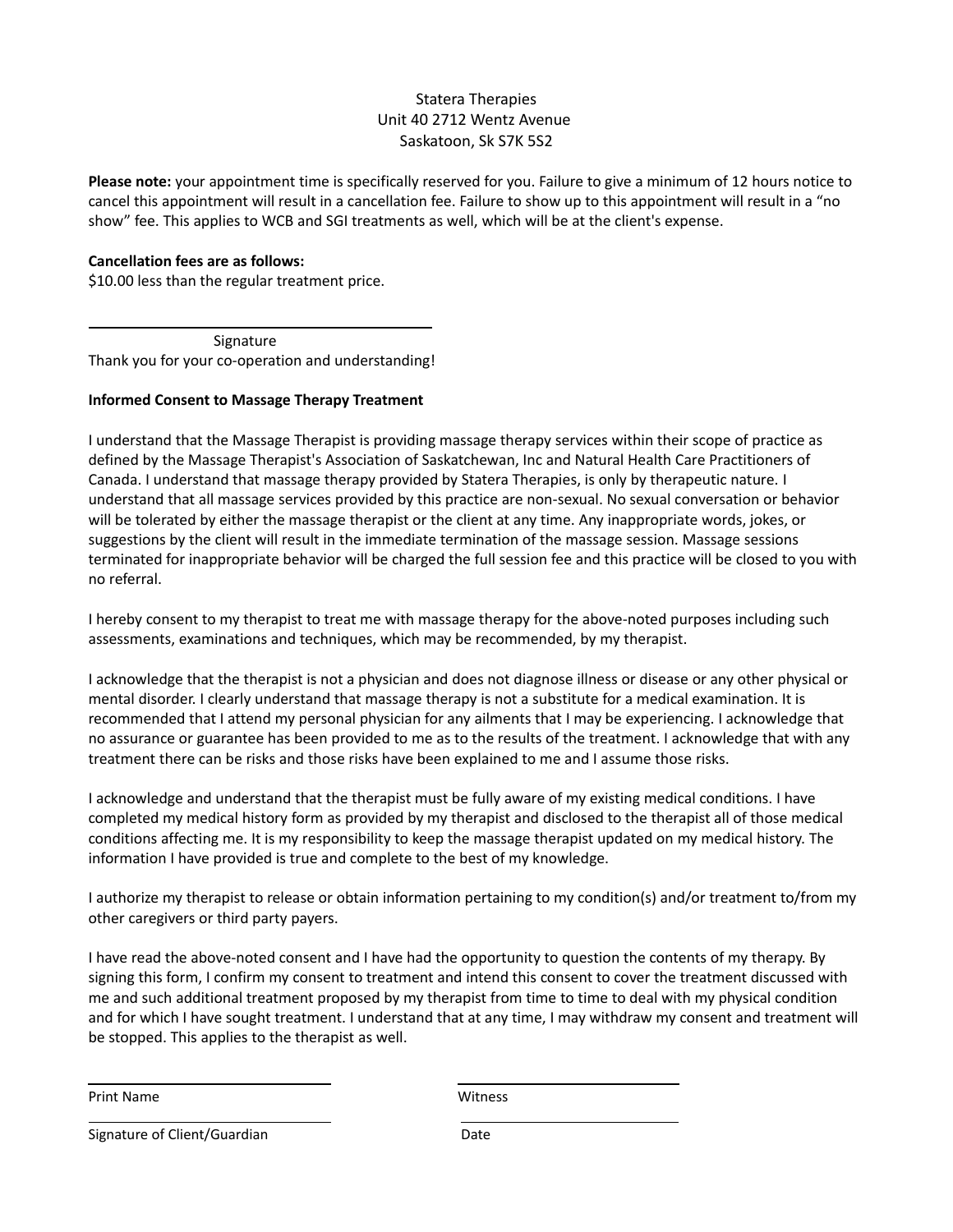Statera Therapies
Unit 40 2712 Wentz Avenue
Saskatoon, Sk S7K 5S2

**Please note:** your appointment time is specifically reserved for you. Failure to give a minimum of 12 hours notice to cancel this appointment will result in a cancellation fee. Failure to show up to this appointment will result in a "no show" fee. This applies to WCB and SGI treatments as well, which will be at the client's expense.

**Cancellation fees are as follows:**
$10.00 less than the regular treatment price.

\_\_\_\_\_\_\_\_\_\_\_\_\_\_\_\_\_\_\_\_\_\_\_\_\_\_\_\_\_\_\_\_\_\_\_\_\_\_\_\_

Signature

Thank you for your co-operation and understanding!

**Informed Consent to Massage Therapy Treatment**

I understand that the Massage Therapist is providing massage therapy services within their scope of practice as defined by the Massage Therapist's Association of Saskatchewan, Inc and Natural Health Care Practitioners of Canada. I understand that massage therapy provided by Statera Therapies, is only by therapeutic nature. I understand that all massage services provided by this practice are non-sexual. No sexual conversation or behavior will be tolerated by either the massage therapist or the client at any time. Any inappropriate words, jokes, or suggestions by the client will result in the immediate termination of the massage session. Massage sessions terminated for inappropriate behavior will be charged the full session fee and this practice will be closed to you with no referral.

I hereby consent to my therapist to treat me with massage therapy for the above-noted purposes including such assessments, examinations and techniques, which may be recommended, by my therapist.

I acknowledge that the therapist is not a physician and does not diagnose illness or disease or any other physical or mental disorder. I clearly understand that massage therapy is not a substitute for a medical examination. It is recommended that I attend my personal physician for any ailments that I may be experiencing. I acknowledge that no assurance or guarantee has been provided to me as to the results of the treatment. I acknowledge that with any treatment there can be risks and those risks have been explained to me and I assume those risks.

I acknowledge and understand that the therapist must be fully aware of my existing medical conditions. I have completed my medical history form as provided by my therapist and disclosed to the therapist all of those medical conditions affecting me. It is my responsibility to keep the massage therapist updated on my medical history. The information I have provided is true and complete to the best of my knowledge.

I authorize my therapist to release or obtain information pertaining to my condition(s) and/or treatment to/from my other caregivers or third party payers.

I have read the above-noted consent and I have had the opportunity to question the contents of my therapy. By signing this form, I confirm my consent to treatment and intend this consent to cover the treatment discussed with me and such additional treatment proposed by my therapist from time to time to deal with my physical condition and for which I have sought treatment. I understand that at any time, I may withdraw my consent and treatment will be stopped. This applies to the therapist as well.

| | |
|---|---|
| \_\_\_\_\_\_\_\_\_\_\_\_\_\_\_\_\_\_\_\_\_\_\_\_\_\_\_\_ | \_\_\_\_\_\_\_\_\_\_\_\_\_\_\_\_\_\_\_\_\_\_\_\_\_\_\_\_ |
| Print Name | Witness |
| \_\_\_\_\_\_\_\_\_\_\_\_\_\_\_\_\_\_\_\_\_\_\_\_\_\_\_\_ | \_\_\_\_\_\_\_\_\_\_\_\_\_\_\_\_\_\_\_\_\_\_\_\_\_\_\_\_ |
| Signature of Client/Guardian | Date |